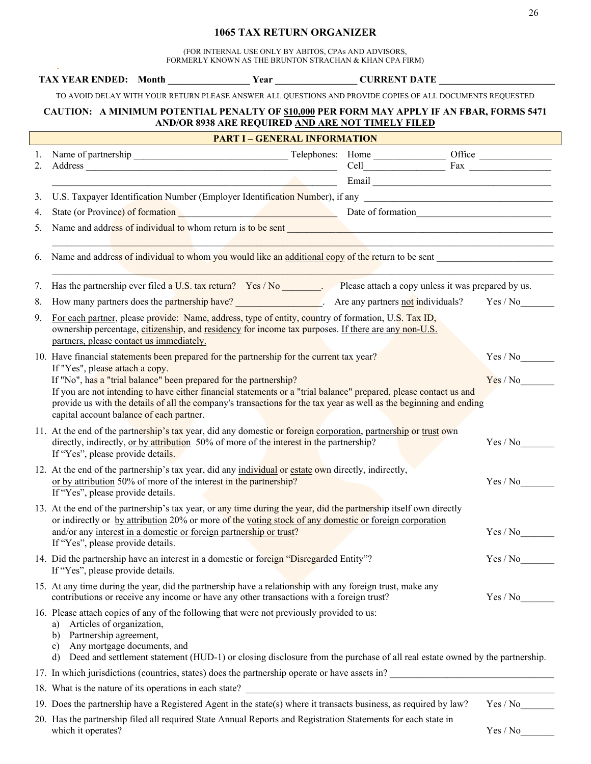# 1065 TAX RETURN ORGANIZER

(FOR INTERNAL USE ONLY BY ABITOS, CPAs AND ADVISORS,
FORMERLY KNOWN AS THE BRUNTON STRACHAN & KHAN CPA FIRM)

**TAX YEAR ENDED: Month ________________ Year ________________ CURRENT DATE ________________________**

TO AVOID DELAY WITH YOUR RETURN PLEASE ANSWER ALL QUESTIONS AND PROVIDE COPIES OF ALL DOCUMENTS REQUESTED

**CAUTION: A MINIMUM POTENTIAL PENALTY OF $10,000 PER FORM MAY APPLY IF AN FBAR, FORMS 5471 AND/OR 8938 ARE REQUIRED AND ARE NOT TIMELY FILED**

## PART I – GENERAL INFORMATION

1. Name of partnership ________________________________ Telephones: Home ______________ Office ______________
2. Address ________________________________________________ Cell________________ Fax ________________
   ________________________________________________________ Email ____________________________________
3. U.S. Taxpayer Identification Number (Employer Identification Number), if any ____________________________________
4. State (or Province) of formation ________________________________ Date of formation____________________________
5. Name and address of individual to whom return is to be sent ________________________________________________________
   ____________________________________________________________________________________________________
6. Name and address of individual to whom you would like an additional copy of the return to be sent ________________________
   ____________________________________________________________________________________________________
7. Has the partnership ever filed a U.S. tax return? Yes / No ________. Please attach a copy unless it was prepared by us.
8. How many partners does the partnership have? __________________. Are any partners not individuals? Yes / No_______
9. For each partner, please provide: Name, address, type of entity, country of formation, U.S. Tax ID, ownership percentage, citizenship, and residency for income tax purposes. If there are any non-U.S. partners, please contact us immediately.
10. Have financial statements been prepared for the partnership for the current tax year? Yes / No_______
    If "Yes", please attach a copy.
    If "No", has a "trial balance" been prepared for the partnership? Yes / No_______
    If you are not intending to have either financial statements or a "trial balance" prepared, please contact us and provide us with the details of all the company's transactions for the tax year as well as the beginning and ending capital account balance of each partner.
11. At the end of the partnership's tax year, did any domestic or foreign corporation, partnership or trust own directly, indirectly, or by attribution 50% of more of the interest in the partnership? Yes / No_______
    If "Yes", please provide details.
12. At the end of the partnership's tax year, did any individual or estate own directly, indirectly, or by attribution 50% of more of the interest in the partnership? Yes / No_______
    If "Yes", please provide details.
13. At the end of the partnership's tax year, or any time during the year, did the partnership itself own directly or indirectly or by attribution 20% or more of the voting stock of any domestic or foreign corporation and/or any interest in a domestic or foreign partnership or trust? Yes / No_______
    If "Yes", please provide details.
14. Did the partnership have an interest in a domestic or foreign "Disregarded Entity"? Yes / No_______
    If "Yes", please provide details.
15. At any time during the year, did the partnership have a relationship with any foreign trust, make any contributions or receive any income or have any other transactions with a foreign trust? Yes / No_______
16. Please attach copies of any of the following that were not previously provided to us:
    a) Articles of organization,
    b) Partnership agreement,
    c) Any mortgage documents, and
    d) Deed and settlement statement (HUD-1) or closing disclosure from the purchase of all real estate owned by the partnership.
17. In which jurisdictions (countries, states) does the partnership operate or have assets in? ________________________________
18. What is the nature of its operations in each state? ____________________________________________________________
19. Does the partnership have a Registered Agent in the state(s) where it transacts business, as required by law? Yes / No_______
20. Has the partnership filed all required State Annual Reports and Registration Statements for each state in which it operates? Yes / No_______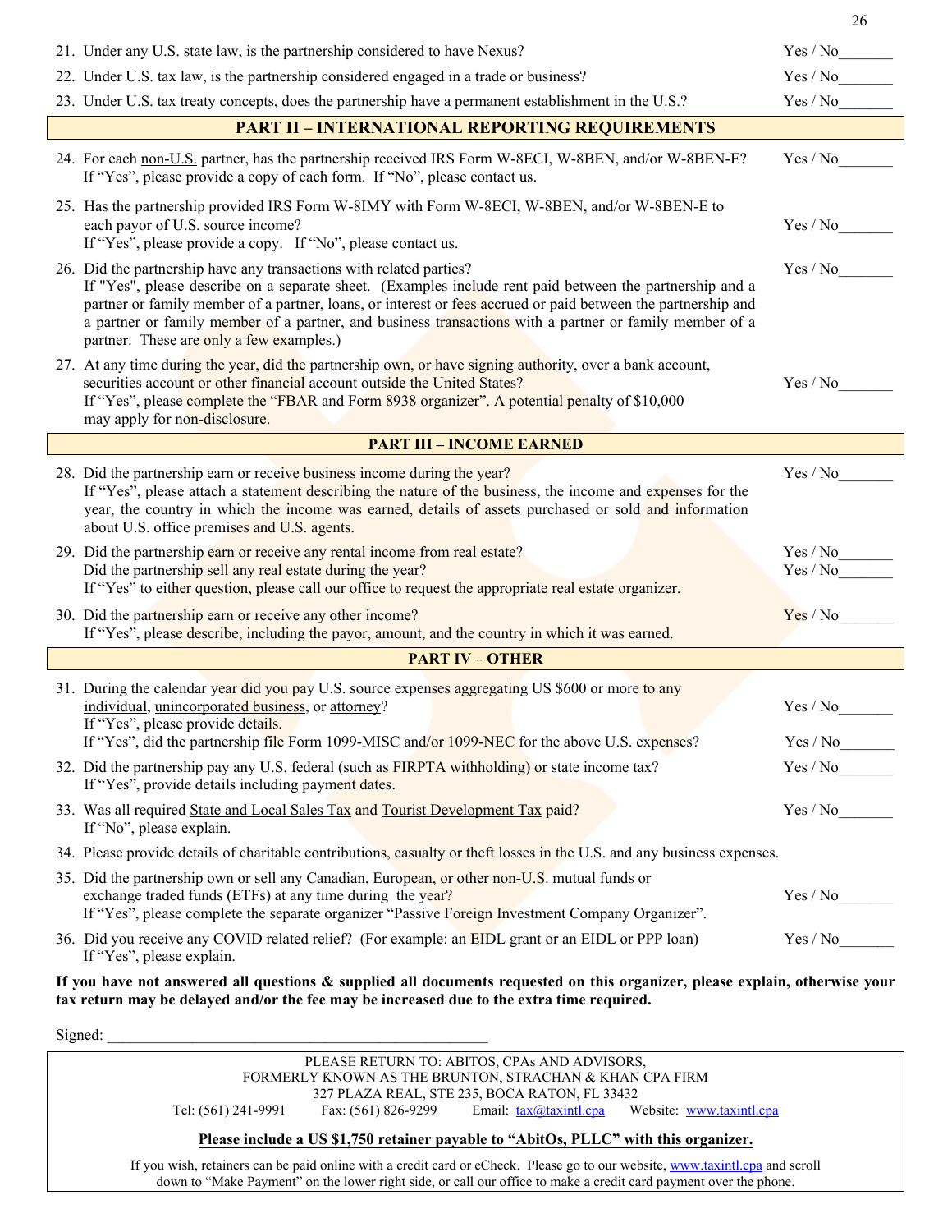21. Under any U.S. state law, is the partnership considered to have Nexus? Yes / No_______

22. Under U.S. tax law, is the partnership considered engaged in a trade or business? Yes / No_______

23. Under U.S. tax treaty concepts, does the partnership have a permanent establishment in the U.S.? Yes / No_______

## PART II – INTERNATIONAL REPORTING REQUIREMENTS

24. For each non-U.S. partner, has the partnership received IRS Form W-8ECI, W-8BEN, and/or W-8BEN-E? Yes / No_______
    If "Yes", please provide a copy of each form. If "No", please contact us.

25. Has the partnership provided IRS Form W-8IMY with Form W-8ECI, W-8BEN, and/or W-8BEN-E to each payor of U.S. source income? Yes / No_______
    If "Yes", please provide a copy. If "No", please contact us.

26. Did the partnership have any transactions with related parties? Yes / No_______
    If "Yes", please describe on a separate sheet. (Examples include rent paid between the partnership and a partner or family member of a partner, loans, or interest or fees accrued or paid between the partnership and a partner or family member of a partner, and business transactions with a partner or family member of a partner. These are only a few examples.)

27. At any time during the year, did the partnership own, or have signing authority, over a bank account, securities account or other financial account outside the United States? Yes / No_______
    If "Yes", please complete the "FBAR and Form 8938 organizer". A potential penalty of $10,000 may apply for non-disclosure.

## PART III – INCOME EARNED

28. Did the partnership earn or receive business income during the year? Yes / No_______
    If "Yes", please attach a statement describing the nature of the business, the income and expenses for the year, the country in which the income was earned, details of assets purchased or sold and information about U.S. office premises and U.S. agents.

29. Did the partnership earn or receive any rental income from real estate? Yes / No_______
    Did the partnership sell any real estate during the year? Yes / No_______
    If "Yes" to either question, please call our office to request the appropriate real estate organizer.

30. Did the partnership earn or receive any other income? Yes / No_______
    If "Yes", please describe, including the payor, amount, and the country in which it was earned.

## PART IV – OTHER

31. During the calendar year did you pay U.S. source expenses aggregating US $600 or more to any individual, unincorporated business, or attorney? Yes / No_______
    If "Yes", please provide details.
    If "Yes", did the partnership file Form 1099-MISC and/or 1099-NEC for the above U.S. expenses? Yes / No_______

32. Did the partnership pay any U.S. federal (such as FIRPTA withholding) or state income tax? Yes / No_______
    If "Yes", provide details including payment dates.

33. Was all required State and Local Sales Tax and Tourist Development Tax paid? Yes / No_______
    If "No", please explain.

34. Please provide details of charitable contributions, casualty or theft losses in the U.S. and any business expenses.

35. Did the partnership own or sell any Canadian, European, or other non-U.S. mutual funds or exchange traded funds (ETFs) at any time during the year? Yes / No_______
    If "Yes", please complete the separate organizer "Passive Foreign Investment Company Organizer".

36. Did you receive any COVID related relief? (For example: an EIDL grant or an EIDL or PPP loan) Yes / No_______
    If "Yes", please explain.

**If you have not answered all questions & supplied all documents requested on this organizer, please explain, otherwise your tax return may be delayed and/or the fee may be increased due to the extra time required.**

Signed: ______________________________________________

PLEASE RETURN TO: ABITOS, CPAs AND ADVISORS,
FORMERLY KNOWN AS THE BRUNTON, STRACHAN & KHAN CPA FIRM
327 PLAZA REAL, STE 235, BOCA RATON, FL 33432
Tel: (561) 241-9991 Fax: (561) 826-9299 Email: tax@taxintl.cpa Website: www.taxintl.cpa

**Please include a US $1,750 retainer payable to "AbitOs, PLLC" with this organizer.**

If you wish, retainers can be paid online with a credit card or eCheck. Please go to our website, www.taxintl.cpa and scroll down to "Make Payment" on the lower right side, or call our office to make a credit card payment over the phone.